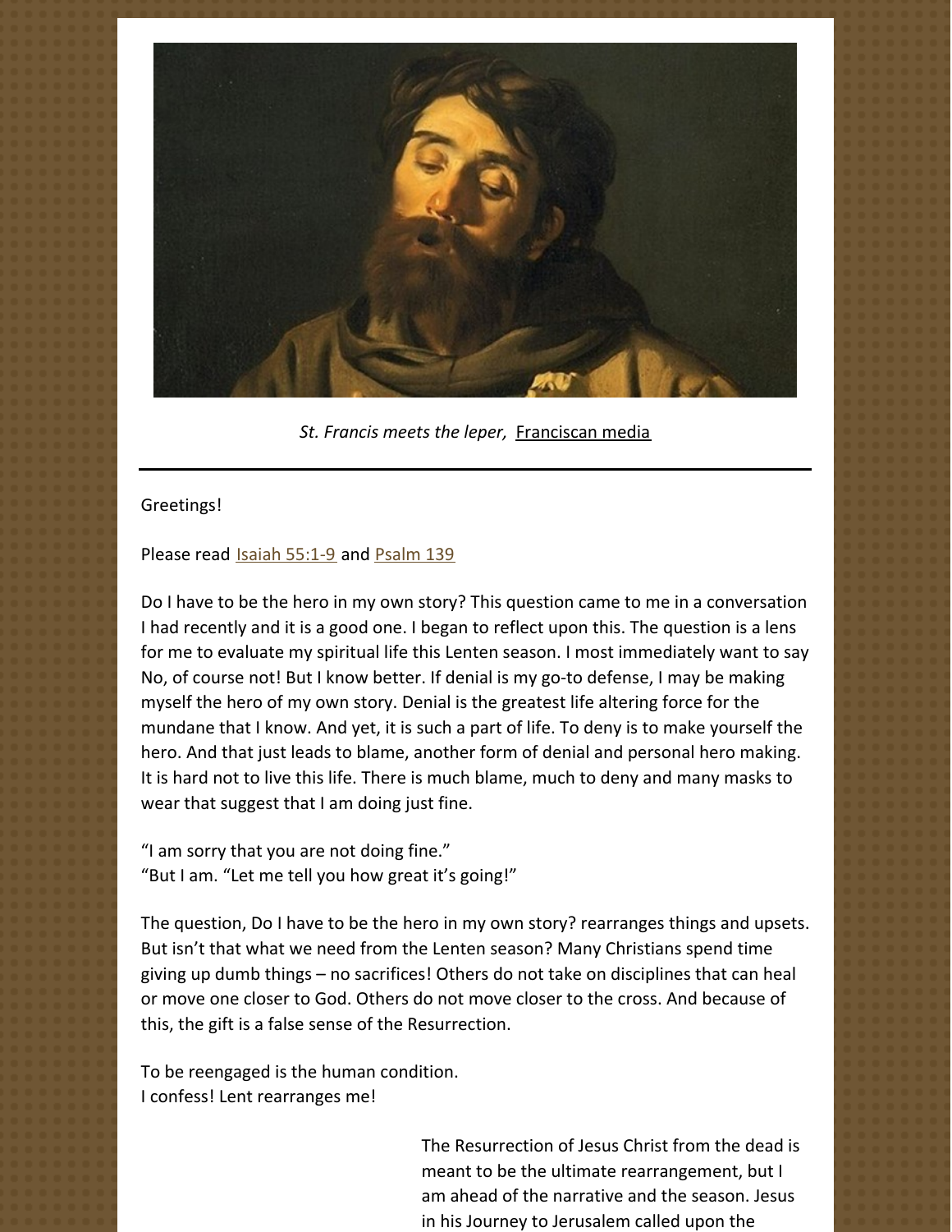*St. Francis meets the leper,* Franciscan media

---

Greetings!

Please read Isaiah 55:1-9 and Psalm 139

Do I have to be the hero in my own story? This question came to me in a conversation I had recently and it is a good one. I began to reflect upon this. The question is a lens for me to evaluate my spiritual life this Lenten season. I most immediately want to say No, of course not! But I know better. If denial is my go-to defense, I may be making myself the hero of my own story. Denial is the greatest life altering force for the mundane that I know. And yet, it is such a part of life. To deny is to make yourself the hero. And that just leads to blame, another form of denial and personal hero making. It is hard not to live this life. There is much blame, much to deny and many masks to wear that suggest that I am doing just fine.

"I am sorry that you are not doing fine."
"But I am. "Let me tell you how great it's going!"

The question, Do I have to be the hero in my own story? rearranges things and upsets. But isn't that what we need from the Lenten season? Many Christians spend time giving up dumb things – no sacrifices! Others do not take on disciplines that can heal or move one closer to God. Others do not move closer to the cross. And because of this, the gift is a false sense of the Resurrection.

To be reengaged is the human condition.
I confess! Lent rearranges me!

The Resurrection of Jesus Christ from the dead is meant to be the ultimate rearrangement, but I am ahead of the narrative and the season. Jesus in his Journey to Jerusalem called upon the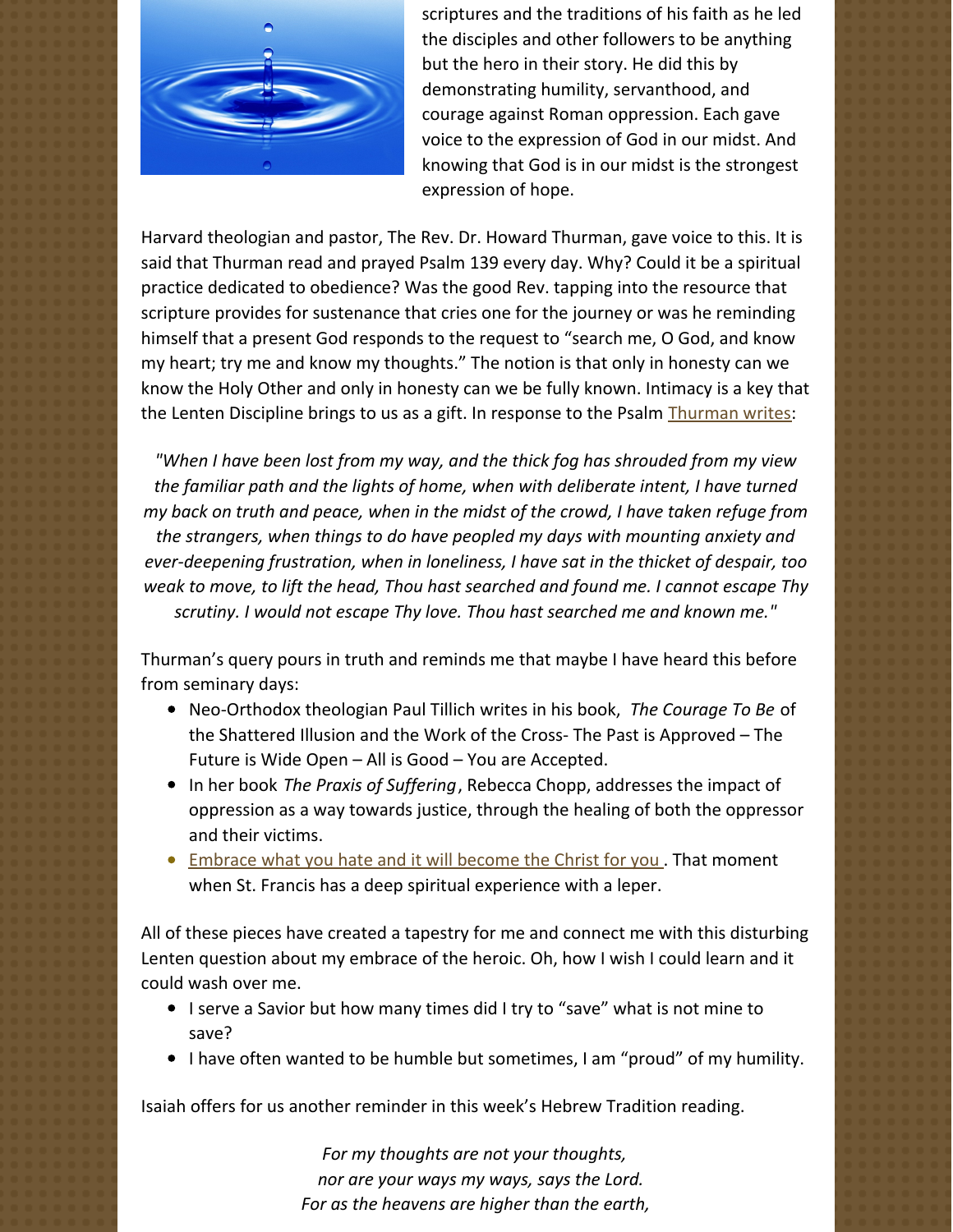scriptures and the traditions of his faith as he led the disciples and other followers to be anything but the hero in their story. He did this by demonstrating humility, servanthood, and courage against Roman oppression. Each gave voice to the expression of God in our midst. And knowing that God is in our midst is the strongest expression of hope.

Harvard theologian and pastor, The Rev. Dr. Howard Thurman, gave voice to this. It is said that Thurman read and prayed Psalm 139 every day. Why? Could it be a spiritual practice dedicated to obedience? Was the good Rev. tapping into the resource that scripture provides for sustenance that cries one for the journey or was he reminding himself that a present God responds to the request to "search me, O God, and know my heart; try me and know my thoughts." The notion is that only in honesty can we know the Holy Other and only in honesty can we be fully known. Intimacy is a key that the Lenten Discipline brings to us as a gift. In response to the Psalm Thurman writes:

*"When I have been lost from my way, and the thick fog has shrouded from my view the familiar path and the lights of home, when with deliberate intent, I have turned my back on truth and peace, when in the midst of the crowd, I have taken refuge from the strangers, when things to do have peopled my days with mounting anxiety and ever-deepening frustration, when in loneliness, I have sat in the thicket of despair, too weak to move, to lift the head, Thou hast searched and found me. I cannot escape Thy scrutiny. I would not escape Thy love. Thou hast searched me and known me."*

Thurman's query pours in truth and reminds me that maybe I have heard this before from seminary days:

- Neo-Orthodox theologian Paul Tillich writes in his book, *The Courage To Be* of the Shattered Illusion and the Work of the Cross- The Past is Approved – The Future is Wide Open – All is Good – You are Accepted.
- In her book *The Praxis of Suffering*, Rebecca Chopp, addresses the impact of oppression as a way towards justice, through the healing of both the oppressor and their victims.
- Embrace what you hate and it will become the Christ for you. That moment when St. Francis has a deep spiritual experience with a leper.

All of these pieces have created a tapestry for me and connect me with this disturbing Lenten question about my embrace of the heroic. Oh, how I wish I could learn and it could wash over me.

- I serve a Savior but how many times did I try to "save" what is not mine to save?
- I have often wanted to be humble but sometimes, I am "proud" of my humility.

Isaiah offers for us another reminder in this week's Hebrew Tradition reading.

*For my thoughts are not your thoughts,*
*nor are your ways my ways, says the Lord.*
*For as the heavens are higher than the earth,*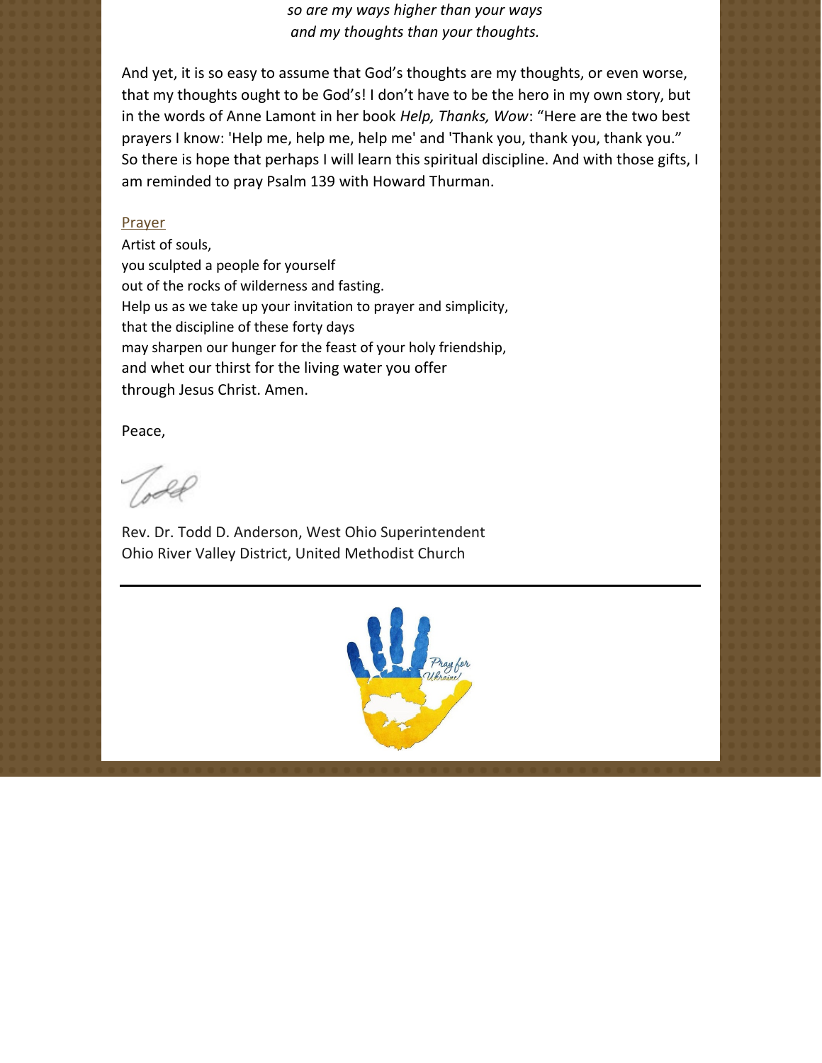*so are my ways higher than your ways*
*and my thoughts than your thoughts.*

And yet, it is so easy to assume that God's thoughts are my thoughts, or even worse, that my thoughts ought to be God's! I don't have to be the hero in my own story, but in the words of Anne Lamont in her book *Help, Thanks, Wow*: "Here are the two best prayers I know: 'Help me, help me, help me' and 'Thank you, thank you, thank you." So there is hope that perhaps I will learn this spiritual discipline. And with those gifts, I am reminded to pray Psalm 139 with Howard Thurman.

Prayer

Artist of souls,
you sculpted a people for yourself
out of the rocks of wilderness and fasting.
Help us as we take up your invitation to prayer and simplicity,
that the discipline of these forty days
may sharpen our hunger for the feast of your holy friendship,
and whet our thirst for the living water you offer
through Jesus Christ. Amen.

Peace,

Todd

Rev. Dr. Todd D. Anderson, West Ohio Superintendent
Ohio River Valley District, United Methodist Church

---

Pray for Ukraine!